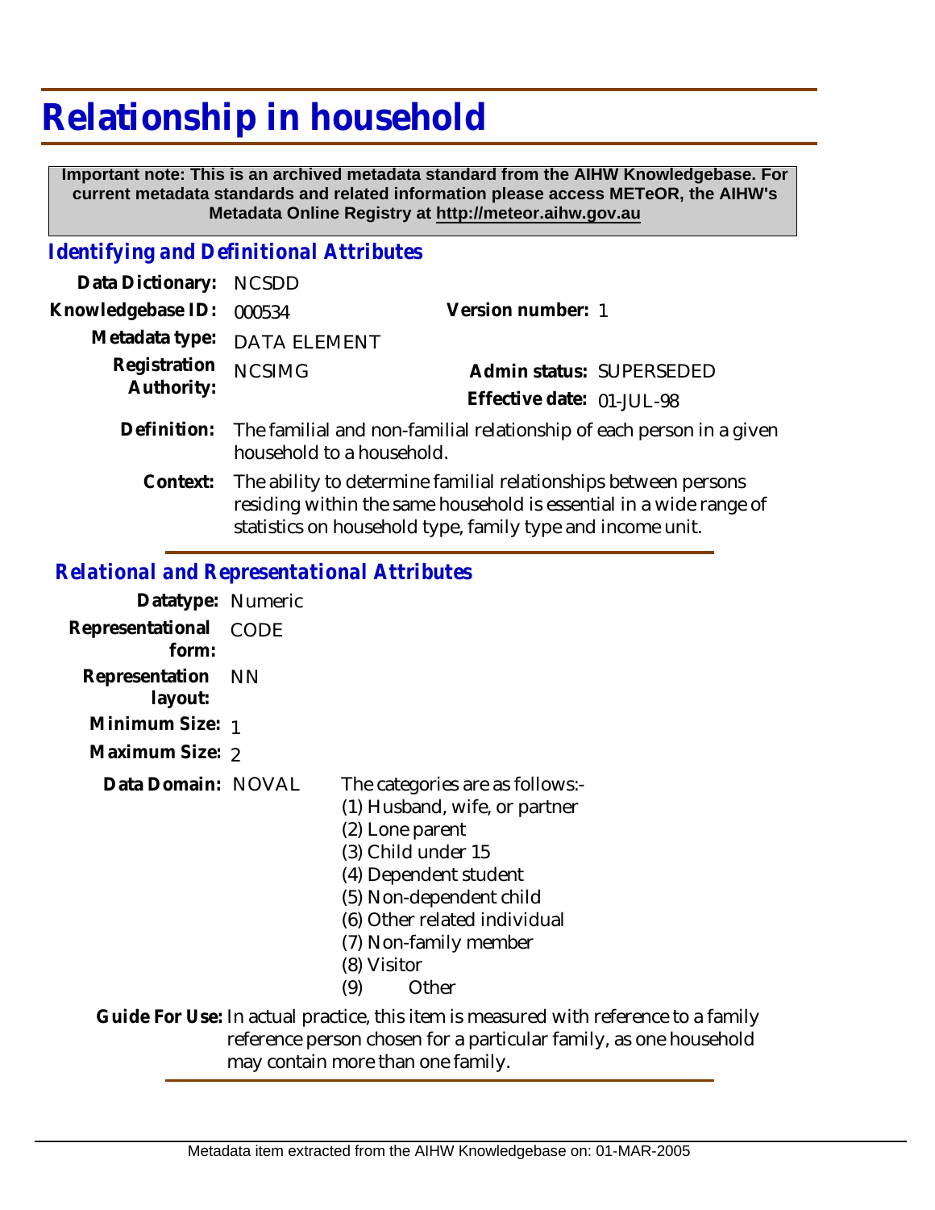# Relationship in household

**Important note: This is an archived metadata standard from the AIHW Knowledgebase. For current metadata standards and related information please access METeOR, the AIHW's Metadata Online Registry at http://meteor.aihw.gov.au**

## *Identifying and Definitional Attributes*

**Data Dictionary:** NCSDD

**Knowledgebase ID:** 000534

**Version number:** 1

**Metadata type:** DATA ELEMENT

**Registration Authority:** NCSIMG

**Admin status:** SUPERSEDED

**Effective date:** 01-JUL-98

**Definition:** The familial and non-familial relationship of each person in a given household to a household.

**Context:** The ability to determine familial relationships between persons residing within the same household is essential in a wide range of statistics on household type, family type and income unit.

## *Relational and Representational Attributes*

**Datatype:** Numeric

**Representational form:** CODE

**Representation layout:** NN

**Minimum Size:** 1

**Maximum Size:** 2

**Data Domain:** NOVAL

The categories are as follows:-

(1) Husband, wife, or partner
(2) Lone parent
(3) Child under 15
(4) Dependent student
(5) Non-dependent child
(6) Other related individual
(7) Non-family member
(8) Visitor
(9) Other

**Guide For Use:** In actual practice, this item is measured with reference to a family reference person chosen for a particular family, as one household may contain more than one family.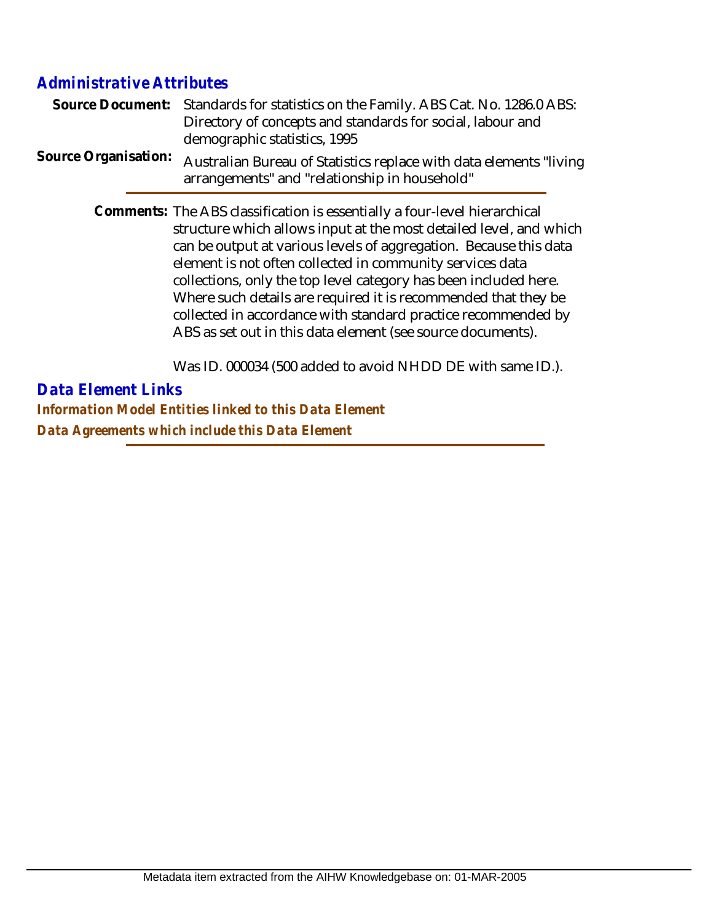## Administrative Attributes

**Source Document:** Standards for statistics on the Family. ABS Cat. No. 1286.0 ABS: Directory of concepts and standards for social, labour and demographic statistics, 1995

**Source Organisation:** Australian Bureau of Statistics replace with data elements "living arrangements" and "relationship in household"

**Comments:** The ABS classification is essentially a four-level hierarchical structure which allows input at the most detailed level, and which can be output at various levels of aggregation. Because this data element is not often collected in community services data collections, only the top level category has been included here. Where such details are required it is recommended that they be collected in accordance with standard practice recommended by ABS as set out in this data element (see source documents).

Was ID. 000034 (500 added to avoid NHDD DE with same ID.).

## Data Element Links

### Information Model Entities linked to this Data Element

### Data Agreements which include this Data Element

Metadata item extracted from the AIHW Knowledgebase on: 01-MAR-2005